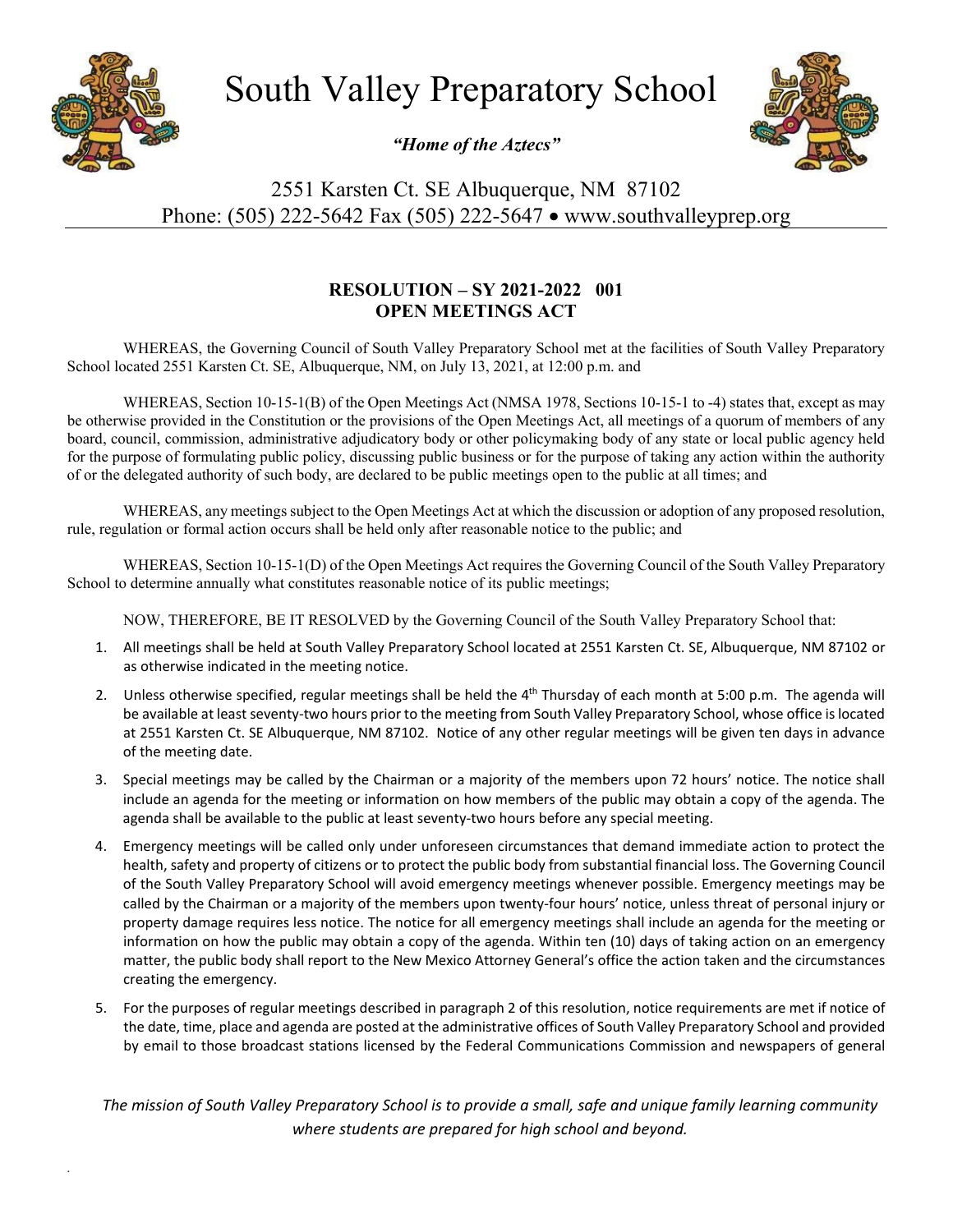# South Valley Preparatory School

*"Home of the Aztecs"*

2551 Karsten Ct. SE Albuquerque, NM 87102
Phone: (505) 222-5642 Fax (505) 222-5647 • www.southvalleyprep.org

## RESOLUTION – SY 2021-2022 001
## OPEN MEETINGS ACT

WHEREAS, the Governing Council of South Valley Preparatory School met at the facilities of South Valley Preparatory School located 2551 Karsten Ct. SE, Albuquerque, NM, on July 13, 2021, at 12:00 p.m. and

WHEREAS, Section 10-15-1(B) of the Open Meetings Act (NMSA 1978, Sections 10-15-1 to -4) states that, except as may be otherwise provided in the Constitution or the provisions of the Open Meetings Act, all meetings of a quorum of members of any board, council, commission, administrative adjudicatory body or other policymaking body of any state or local public agency held for the purpose of formulating public policy, discussing public business or for the purpose of taking any action within the authority of or the delegated authority of such body, are declared to be public meetings open to the public at all times; and

WHEREAS, any meetings subject to the Open Meetings Act at which the discussion or adoption of any proposed resolution, rule, regulation or formal action occurs shall be held only after reasonable notice to the public; and

WHEREAS, Section 10-15-1(D) of the Open Meetings Act requires the Governing Council of the South Valley Preparatory School to determine annually what constitutes reasonable notice of its public meetings;

NOW, THEREFORE, BE IT RESOLVED by the Governing Council of the South Valley Preparatory School that:

1. All meetings shall be held at South Valley Preparatory School located at 2551 Karsten Ct. SE, Albuquerque, NM 87102 or as otherwise indicated in the meeting notice.
2. Unless otherwise specified, regular meetings shall be held the 4th Thursday of each month at 5:00 p.m. The agenda will be available at least seventy-two hours prior to the meeting from South Valley Preparatory School, whose office is located at 2551 Karsten Ct. SE Albuquerque, NM 87102. Notice of any other regular meetings will be given ten days in advance of the meeting date.
3. Special meetings may be called by the Chairman or a majority of the members upon 72 hours' notice. The notice shall include an agenda for the meeting or information on how members of the public may obtain a copy of the agenda. The agenda shall be available to the public at least seventy-two hours before any special meeting.
4. Emergency meetings will be called only under unforeseen circumstances that demand immediate action to protect the health, safety and property of citizens or to protect the public body from substantial financial loss. The Governing Council of the South Valley Preparatory School will avoid emergency meetings whenever possible. Emergency meetings may be called by the Chairman or a majority of the members upon twenty-four hours' notice, unless threat of personal injury or property damage requires less notice. The notice for all emergency meetings shall include an agenda for the meeting or information on how the public may obtain a copy of the agenda. Within ten (10) days of taking action on an emergency matter, the public body shall report to the New Mexico Attorney General's office the action taken and the circumstances creating the emergency.
5. For the purposes of regular meetings described in paragraph 2 of this resolution, notice requirements are met if notice of the date, time, place and agenda are posted at the administrative offices of South Valley Preparatory School and provided by email to those broadcast stations licensed by the Federal Communications Commission and newspapers of general

*The mission of South Valley Preparatory School is to provide a small, safe and unique family learning community where students are prepared for high school and beyond.*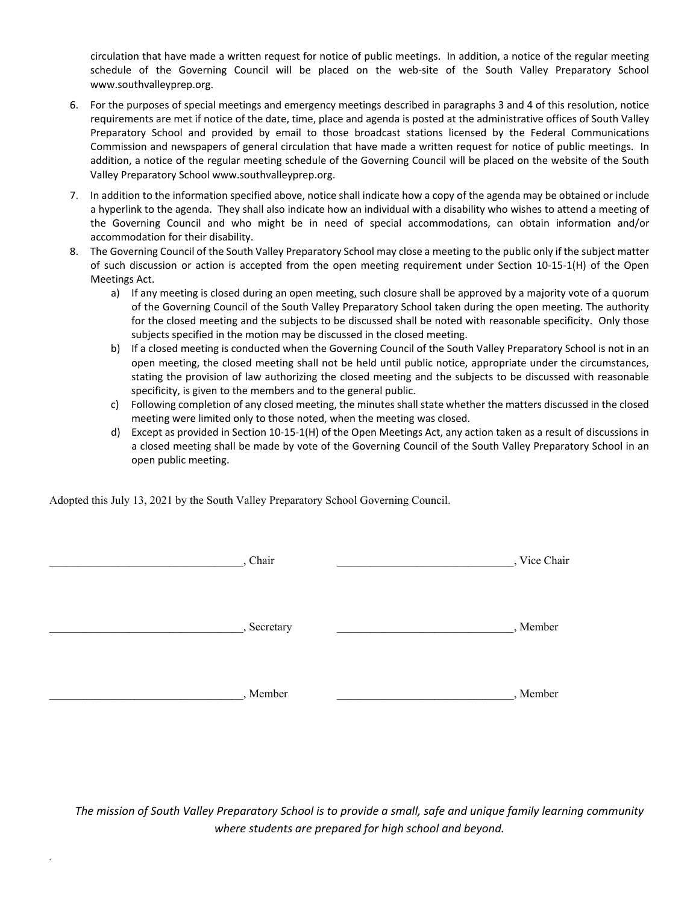circulation that have made a written request for notice of public meetings. In addition, a notice of the regular meeting schedule of the Governing Council will be placed on the web-site of the South Valley Preparatory School www.southvalleyprep.org.

6. For the purposes of special meetings and emergency meetings described in paragraphs 3 and 4 of this resolution, notice requirements are met if notice of the date, time, place and agenda is posted at the administrative offices of South Valley Preparatory School and provided by email to those broadcast stations licensed by the Federal Communications Commission and newspapers of general circulation that have made a written request for notice of public meetings. In addition, a notice of the regular meeting schedule of the Governing Council will be placed on the website of the South Valley Preparatory School www.southvalleyprep.org.
7. In addition to the information specified above, notice shall indicate how a copy of the agenda may be obtained or include a hyperlink to the agenda. They shall also indicate how an individual with a disability who wishes to attend a meeting of the Governing Council and who might be in need of special accommodations, can obtain information and/or accommodation for their disability.
8. The Governing Council of the South Valley Preparatory School may close a meeting to the public only if the subject matter of such discussion or action is accepted from the open meeting requirement under Section 10-15-1(H) of the Open Meetings Act.
    a) If any meeting is closed during an open meeting, such closure shall be approved by a majority vote of a quorum of the Governing Council of the South Valley Preparatory School taken during the open meeting. The authority for the closed meeting and the subjects to be discussed shall be noted with reasonable specificity. Only those subjects specified in the motion may be discussed in the closed meeting.
    b) If a closed meeting is conducted when the Governing Council of the South Valley Preparatory School is not in an open meeting, the closed meeting shall not be held until public notice, appropriate under the circumstances, stating the provision of law authorizing the closed meeting and the subjects to be discussed with reasonable specificity, is given to the members and to the general public.
    c) Following completion of any closed meeting, the minutes shall state whether the matters discussed in the closed meeting were limited only to those noted, when the meeting was closed.
    d) Except as provided in Section 10-15-1(H) of the Open Meetings Act, any action taken as a result of discussions in a closed meeting shall be made by vote of the Governing Council of the South Valley Preparatory School in an open public meeting.

Adopted this July 13, 2021 by the South Valley Preparatory School Governing Council.

__________________________________, Chair &nbsp;&nbsp;&nbsp;&nbsp; ______________________________, Vice Chair

__________________________________, Secretary &nbsp;&nbsp;&nbsp;&nbsp; ______________________________, Member

__________________________________, Member &nbsp;&nbsp;&nbsp;&nbsp; ______________________________, Member

*The mission of South Valley Preparatory School is to provide a small, safe and unique family learning community where students are prepared for high school and beyond.*